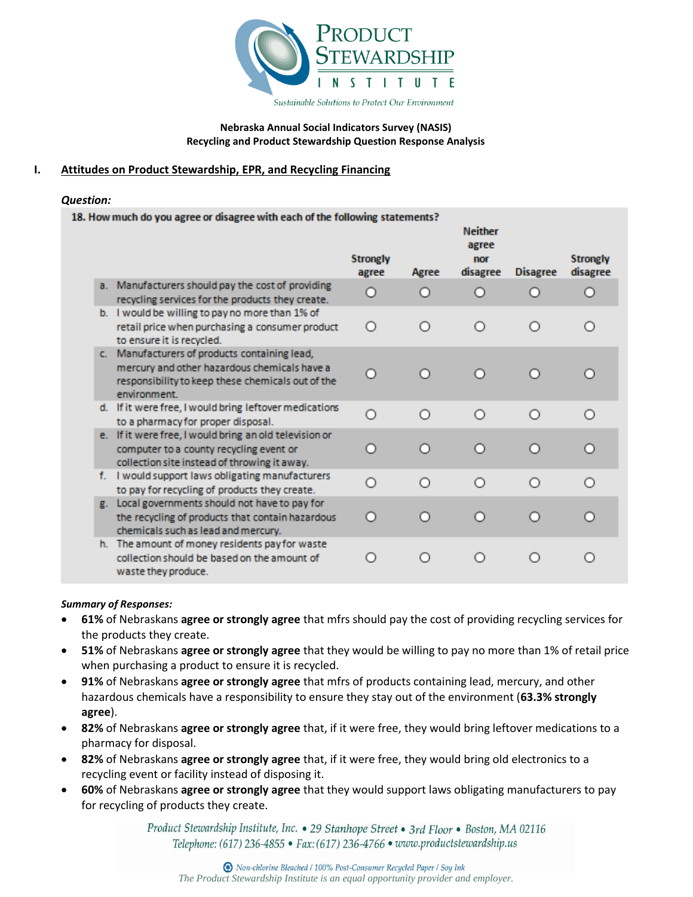PRODUCT STEWARDSHIP INSTITUTE

*Sustainable Solutions to Protect Our Environment*

**Nebraska Annual Social Indicators Survey (NASIS)**
**Recycling and Product Stewardship Question Response Analysis**

## I. Attitudes on Product Stewardship, EPR, and Recycling Financing

***Question:***

**18. How much do you agree or disagree with each of the following statements?**

| | Strongly agree | Agree | Neither agree nor disagree | Disagree | Strongly disagree |
|---|---|---|---|---|---|
| a. Manufacturers should pay the cost of providing recycling services for the products they create. | ○ | ○ | ○ | ○ | ○ |
| b. I would be willing to pay no more than 1% of retail price when purchasing a consumer product to ensure it is recycled. | ○ | ○ | ○ | ○ | ○ |
| c. Manufacturers of products containing lead, mercury and other hazardous chemicals have a responsibility to keep these chemicals out of the environment. | ○ | ○ | ○ | ○ | ○ |
| d. If it were free, I would bring leftover medications to a pharmacy for proper disposal. | ○ | ○ | ○ | ○ | ○ |
| e. If it were free, I would bring an old television or computer to a county recycling event or collection site instead of throwing it away. | ○ | ○ | ○ | ○ | ○ |
| f. I would support laws obligating manufacturers to pay for recycling of products they create. | ○ | ○ | ○ | ○ | ○ |
| g. Local governments should not have to pay for the recycling of products that contain hazardous chemicals such as lead and mercury. | ○ | ○ | ○ | ○ | ○ |
| h. The amount of money residents pay for waste collection should be based on the amount of waste they produce. | ○ | ○ | ○ | ○ | ○ |

***Summary of Responses:***

- **61%** of Nebraskans **agree or strongly agree** that mfrs should pay the cost of providing recycling services for the products they create.
- **51%** of Nebraskans **agree or strongly agree** that they would be willing to pay no more than 1% of retail price when purchasing a product to ensure it is recycled.
- **91%** of Nebraskans **agree or strongly agree** that mfrs of products containing lead, mercury, and other hazardous chemicals have a responsibility to ensure they stay out of the environment (**63.3% strongly agree**).
- **82%** of Nebraskans **agree or strongly agree** that, if it were free, they would bring leftover medications to a pharmacy for disposal.
- **82%** of Nebraskans **agree or strongly agree** that, if it were free, they would bring old electronics to a recycling event or facility instead of disposing it.
- **60%** of Nebraskans **agree or strongly agree** that they would support laws obligating manufacturers to pay for recycling of products they create.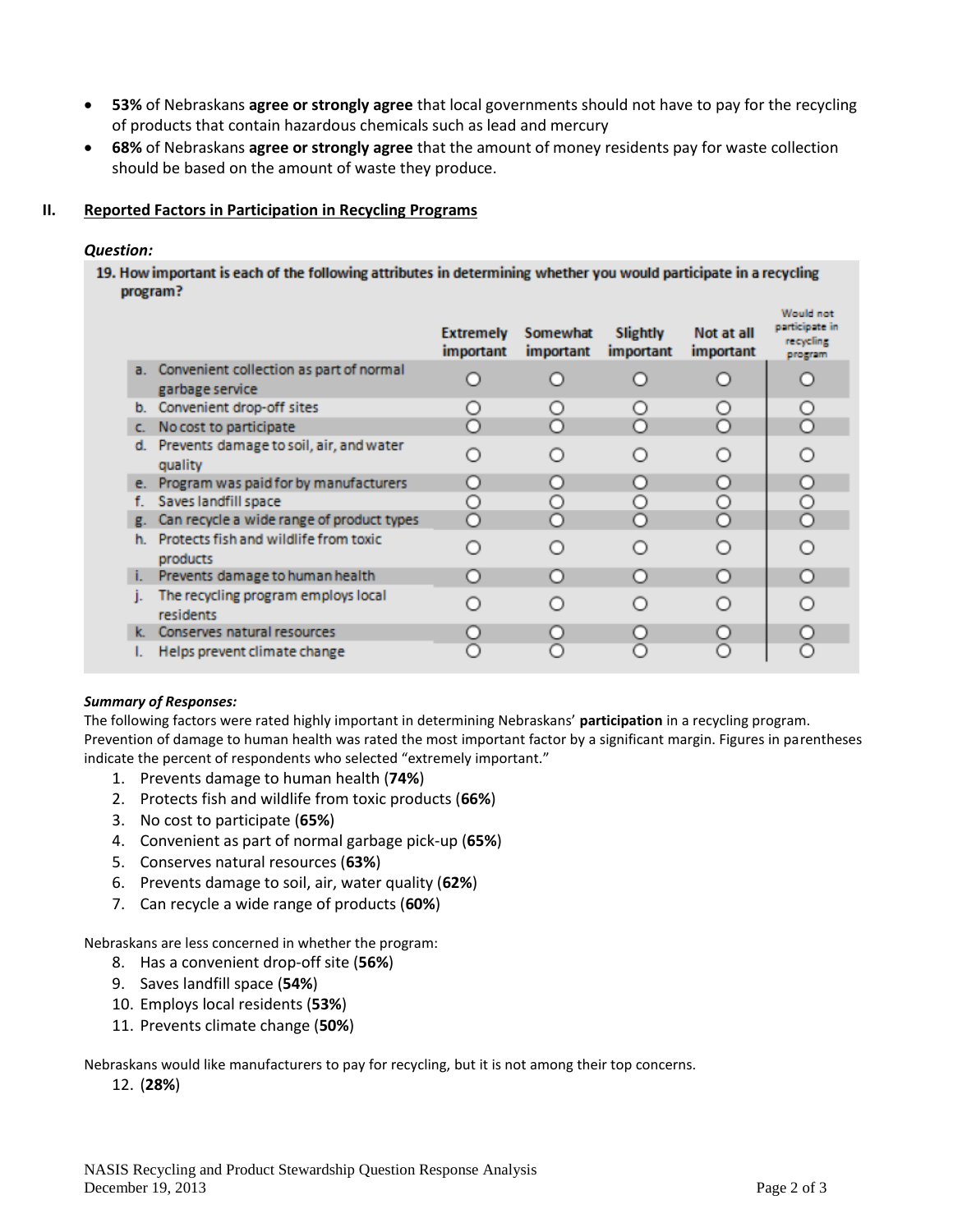- **53%** of Nebraskans **agree or strongly agree** that local governments should not have to pay for the recycling of products that contain hazardous chemicals such as lead and mercury
- **68%** of Nebraskans **agree or strongly agree** that the amount of money residents pay for waste collection should be based on the amount of waste they produce.

## II. Reported Factors in Participation in Recycling Programs

***Question:***

**19. How important is each of the following attributes in determining whether you would participate in a recycling program?**

| | Extremely important | Somewhat important | Slightly important | Not at all important | Would not participate in recycling program |
|---|---|---|---|---|---|
| a. Convenient collection as part of normal garbage service | ○ | ○ | ○ | ○ | ○ |
| b. Convenient drop-off sites | ○ | ○ | ○ | ○ | ○ |
| c. No cost to participate | ○ | ○ | ○ | ○ | ○ |
| d. Prevents damage to soil, air, and water quality | ○ | ○ | ○ | ○ | ○ |
| e. Program was paid for by manufacturers | ○ | ○ | ○ | ○ | ○ |
| f. Saves landfill space | ○ | ○ | ○ | ○ | ○ |
| g. Can recycle a wide range of product types | ○ | ○ | ○ | ○ | ○ |
| h. Protects fish and wildlife from toxic products | ○ | ○ | ○ | ○ | ○ |
| i. Prevents damage to human health | ○ | ○ | ○ | ○ | ○ |
| j. The recycling program employs local residents | ○ | ○ | ○ | ○ | ○ |
| k. Conserves natural resources | ○ | ○ | ○ | ○ | ○ |
| l. Helps prevent climate change | ○ | ○ | ○ | ○ | ○ |

***Summary of Responses:***

The following factors were rated highly important in determining Nebraskans' **participation** in a recycling program. Prevention of damage to human health was rated the most important factor by a significant margin. Figures in parentheses indicate the percent of respondents who selected "extremely important."

1. Prevents damage to human health (**74%**)
2. Protects fish and wildlife from toxic products (**66%**)
3. No cost to participate (**65%**)
4. Convenient as part of normal garbage pick-up (**65%**)
5. Conserves natural resources (**63%**)
6. Prevents damage to soil, air, water quality (**62%**)
7. Can recycle a wide range of products (**60%**)

Nebraskans are less concerned in whether the program:

8. Has a convenient drop-off site (**56%**)
9. Saves landfill space (**54%**)
10. Employs local residents (**53%**)
11. Prevents climate change (**50%**)

Nebraskans would like manufacturers to pay for recycling, but it is not among their top concerns.

12. (**28%**)

NASIS Recycling and Product Stewardship Question Response Analysis
December 19, 2013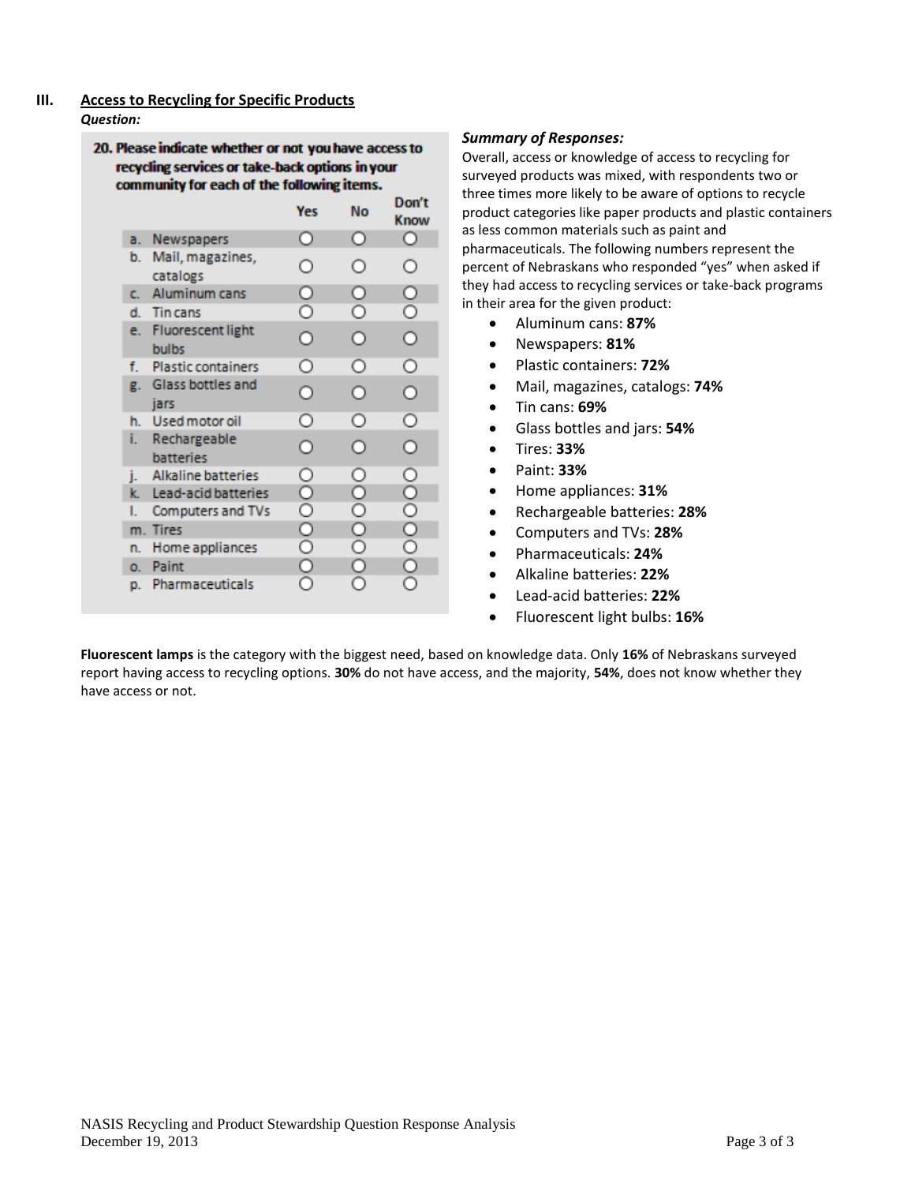## III. Access to Recycling for Specific Products

***Question:***

**20. Please indicate whether or not you have access to recycling services or take-back options in your community for each of the following items.**

| | Yes | No | Don't Know |
|---|---|---|---|
| a. Newspapers | ○ | ○ | ○ |
| b. Mail, magazines, catalogs | ○ | ○ | ○ |
| c. Aluminum cans | ○ | ○ | ○ |
| d. Tin cans | ○ | ○ | ○ |
| e. Fluorescent light bulbs | ○ | ○ | ○ |
| f. Plastic containers | ○ | ○ | ○ |
| g. Glass bottles and jars | ○ | ○ | ○ |
| h. Used motor oil | ○ | ○ | ○ |
| i. Rechargeable batteries | ○ | ○ | ○ |
| j. Alkaline batteries | ○ | ○ | ○ |
| k. Lead-acid batteries | ○ | ○ | ○ |
| l. Computers and TVs | ○ | ○ | ○ |
| m. Tires | ○ | ○ | ○ |
| n. Home appliances | ○ | ○ | ○ |
| o. Paint | ○ | ○ | ○ |
| p. Pharmaceuticals | ○ | ○ | ○ |

***Summary of Responses:***

Overall, access or knowledge of access to recycling for surveyed products was mixed, with respondents two or three times more likely to be aware of options to recycle product categories like paper products and plastic containers as less common materials such as paint and pharmaceuticals. The following numbers represent the percent of Nebraskans who responded "yes" when asked if they had access to recycling services or take-back programs in their area for the given product:

- Aluminum cans: **87%**
- Newspapers: **81%**
- Plastic containers: **72%**
- Mail, magazines, catalogs: **74%**
- Tin cans: **69%**
- Glass bottles and jars: **54%**
- Tires: **33%**
- Paint: **33%**
- Home appliances: **31%**
- Rechargeable batteries: **28%**
- Computers and TVs: **28%**
- Pharmaceuticals: **24%**
- Alkaline batteries: **22%**
- Lead-acid batteries: **22%**
- Fluorescent light bulbs: **16%**

**Fluorescent lamps** is the category with the biggest need, based on knowledge data. Only **16%** of Nebraskans surveyed report having access to recycling options. **30%** do not have access, and the majority, **54%**, does not know whether they have access or not.